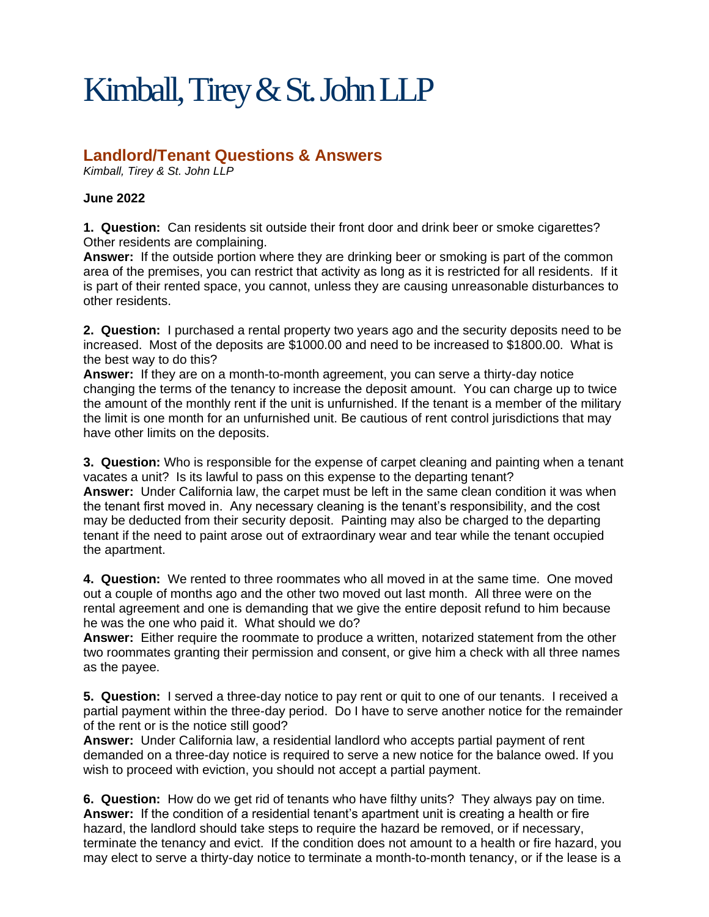# Kimball, Tirey & St. John LLP

## Landlord/Tenant Questions & Answers

*Kimball, Tirey & St. John LLP*

**June 2022**

**1. Question:** Can residents sit outside their front door and drink beer or smoke cigarettes? Other residents are complaining.
**Answer:** If the outside portion where they are drinking beer or smoking is part of the common area of the premises, you can restrict that activity as long as it is restricted for all residents. If it is part of their rented space, you cannot, unless they are causing unreasonable disturbances to other residents.

**2. Question:** I purchased a rental property two years ago and the security deposits need to be increased. Most of the deposits are $1000.00 and need to be increased to $1800.00. What is the best way to do this?
**Answer:** If they are on a month-to-month agreement, you can serve a thirty-day notice changing the terms of the tenancy to increase the deposit amount. You can charge up to twice the amount of the monthly rent if the unit is unfurnished. If the tenant is a member of the military the limit is one month for an unfurnished unit. Be cautious of rent control jurisdictions that may have other limits on the deposits.

**3. Question:** Who is responsible for the expense of carpet cleaning and painting when a tenant vacates a unit? Is its lawful to pass on this expense to the departing tenant?
**Answer:** Under California law, the carpet must be left in the same clean condition it was when the tenant first moved in. Any necessary cleaning is the tenant's responsibility, and the cost may be deducted from their security deposit. Painting may also be charged to the departing tenant if the need to paint arose out of extraordinary wear and tear while the tenant occupied the apartment.

**4. Question:** We rented to three roommates who all moved in at the same time. One moved out a couple of months ago and the other two moved out last month. All three were on the rental agreement and one is demanding that we give the entire deposit refund to him because he was the one who paid it. What should we do?
**Answer:** Either require the roommate to produce a written, notarized statement from the other two roommates granting their permission and consent, or give him a check with all three names as the payee.

**5. Question:** I served a three-day notice to pay rent or quit to one of our tenants. I received a partial payment within the three-day period. Do I have to serve another notice for the remainder of the rent or is the notice still good?
**Answer:** Under California law, a residential landlord who accepts partial payment of rent demanded on a three-day notice is required to serve a new notice for the balance owed. If you wish to proceed with eviction, you should not accept a partial payment.

**6. Question:** How do we get rid of tenants who have filthy units? They always pay on time.
**Answer:** If the condition of a residential tenant's apartment unit is creating a health or fire hazard, the landlord should take steps to require the hazard be removed, or if necessary, terminate the tenancy and evict. If the condition does not amount to a health or fire hazard, you may elect to serve a thirty-day notice to terminate a month-to-month tenancy, or if the lease is a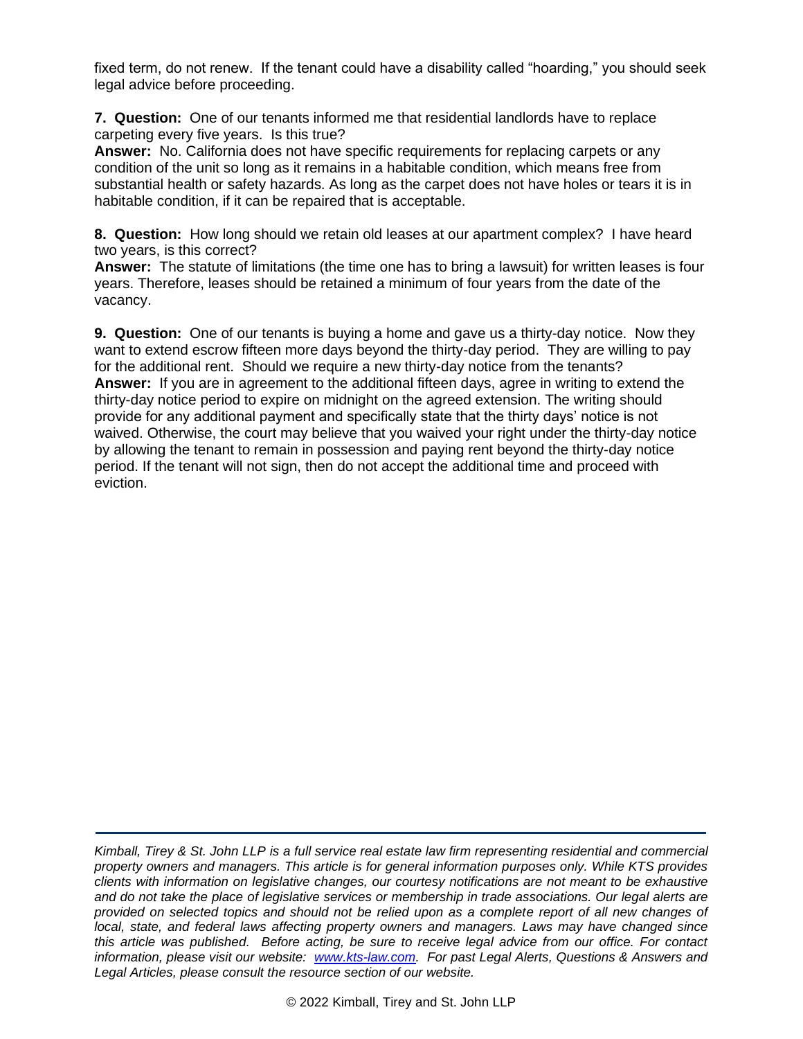fixed term, do not renew. If the tenant could have a disability called "hoarding," you should seek legal advice before proceeding.

**7. Question:** One of our tenants informed me that residential landlords have to replace carpeting every five years. Is this true?
**Answer:** No. California does not have specific requirements for replacing carpets or any condition of the unit so long as it remains in a habitable condition, which means free from substantial health or safety hazards. As long as the carpet does not have holes or tears it is in habitable condition, if it can be repaired that is acceptable.

**8. Question:** How long should we retain old leases at our apartment complex? I have heard two years, is this correct?
**Answer:** The statute of limitations (the time one has to bring a lawsuit) for written leases is four years. Therefore, leases should be retained a minimum of four years from the date of the vacancy.

**9. Question:** One of our tenants is buying a home and gave us a thirty-day notice. Now they want to extend escrow fifteen more days beyond the thirty-day period. They are willing to pay for the additional rent. Should we require a new thirty-day notice from the tenants?
**Answer:** If you are in agreement to the additional fifteen days, agree in writing to extend the thirty-day notice period to expire on midnight on the agreed extension. The writing should provide for any additional payment and specifically state that the thirty days' notice is not waived. Otherwise, the court may believe that you waived your right under the thirty-day notice by allowing the tenant to remain in possession and paying rent beyond the thirty-day notice period. If the tenant will not sign, then do not accept the additional time and proceed with eviction.

---

*Kimball, Tirey & St. John LLP is a full service real estate law firm representing residential and commercial property owners and managers. This article is for general information purposes only. While KTS provides clients with information on legislative changes, our courtesy notifications are not meant to be exhaustive and do not take the place of legislative services or membership in trade associations. Our legal alerts are provided on selected topics and should not be relied upon as a complete report of all new changes of local, state, and federal laws affecting property owners and managers. Laws may have changed since this article was published. Before acting, be sure to receive legal advice from our office. For contact information, please visit our website: [www.kts-law.com](http://www.kts-law.com). For past Legal Alerts, Questions & Answers and Legal Articles, please consult the resource section of our website.*

© 2022 Kimball, Tirey and St. John LLP